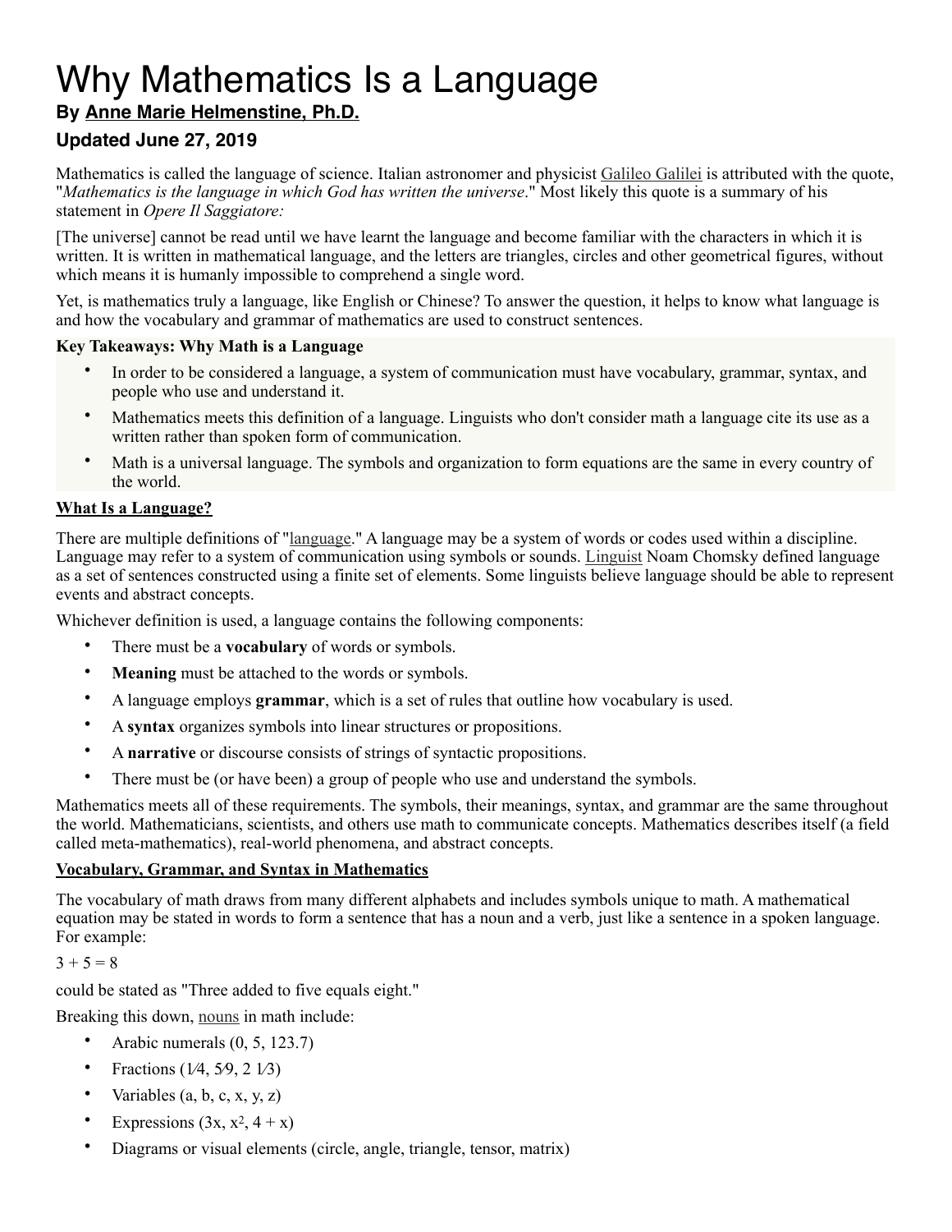# Why Mathematics Is a Language

### By Anne Marie Helmenstine, Ph.D.

### Updated June 27, 2019

Mathematics is called the language of science. Italian astronomer and physicist Galileo Galilei is attributed with the quote, "*Mathematics is the language in which God has written the universe*." Most likely this quote is a summary of his statement in *Opere Il Saggiatore:*

[The universe] cannot be read until we have learnt the language and become familiar with the characters in which it is written. It is written in mathematical language, and the letters are triangles, circles and other geometrical figures, without which means it is humanly impossible to comprehend a single word.

Yet, is mathematics truly a language, like English or Chinese? To answer the question, it helps to know what language is and how the vocabulary and grammar of mathematics are used to construct sentences.

**Key Takeaways: Why Math is a Language**

- In order to be considered a language, a system of communication must have vocabulary, grammar, syntax, and people who use and understand it.
- Mathematics meets this definition of a language. Linguists who don't consider math a language cite its use as a written rather than spoken form of communication.
- Math is a universal language. The symbols and organization to form equations are the same in every country of the world.

**What Is a Language?**

There are multiple definitions of "language." A language may be a system of words or codes used within a discipline. Language may refer to a system of communication using symbols or sounds. Linguist Noam Chomsky defined language as a set of sentences constructed using a finite set of elements. Some linguists believe language should be able to represent events and abstract concepts.

Whichever definition is used, a language contains the following components:

- There must be a **vocabulary** of words or symbols.
- **Meaning** must be attached to the words or symbols.
- A language employs **grammar**, which is a set of rules that outline how vocabulary is used.
- A **syntax** organizes symbols into linear structures or propositions.
- A **narrative** or discourse consists of strings of syntactic propositions.
- There must be (or have been) a group of people who use and understand the symbols.

Mathematics meets all of these requirements. The symbols, their meanings, syntax, and grammar are the same throughout the world. Mathematicians, scientists, and others use math to communicate concepts. Mathematics describes itself (a field called meta-mathematics), real-world phenomena, and abstract concepts.

**Vocabulary, Grammar, and Syntax in Mathematics**

The vocabulary of math draws from many different alphabets and includes symbols unique to math. A mathematical equation may be stated in words to form a sentence that has a noun and a verb, just like a sentence in a spoken language. For example:

$3 + 5 = 8$

could be stated as "Three added to five equals eight."

Breaking this down, nouns in math include:

- Arabic numerals (0, 5, 123.7)
- Fractions ($1⁄4$, $5⁄9$, $2\ 1⁄3$)
- Variables (a, b, c, x, y, z)
- Expressions ($3x$, $x^2$, $4 + x$)
- Diagrams or visual elements (circle, angle, triangle, tensor, matrix)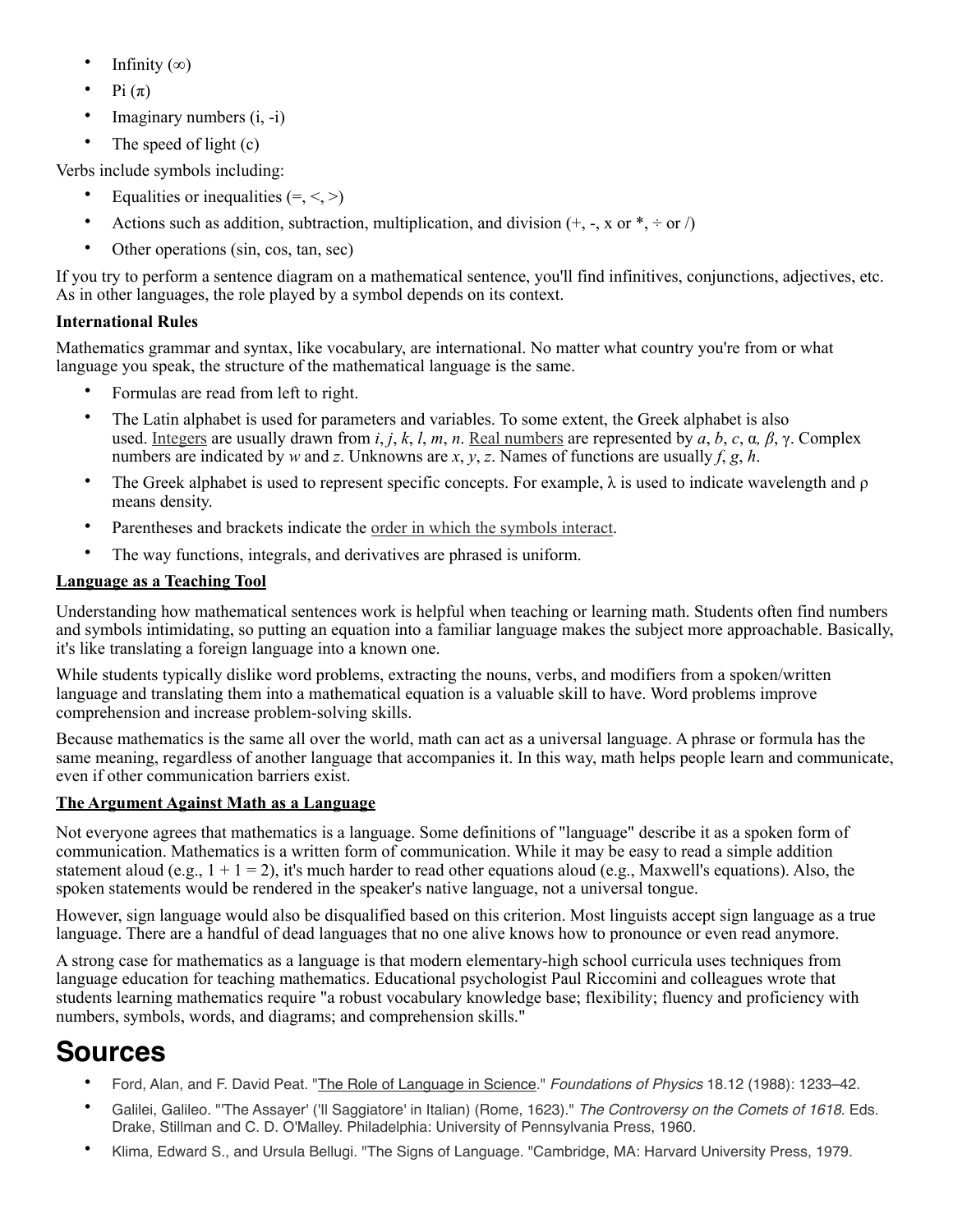- Infinity ($\infty$)
- Pi ($\pi$)
- Imaginary numbers (i, -i)
- The speed of light (c)

Verbs include symbols including:

- Equalities or inequalities (=, <, >)
- Actions such as addition, subtraction, multiplication, and division (+, -, x or *, ÷ or /)
- Other operations (sin, cos, tan, sec)

If you try to perform a sentence diagram on a mathematical sentence, you'll find infinitives, conjunctions, adjectives, etc. As in other languages, the role played by a symbol depends on its context.

**International Rules**

Mathematics grammar and syntax, like vocabulary, are international. No matter what country you're from or what language you speak, the structure of the mathematical language is the same.

- Formulas are read from left to right.
- The Latin alphabet is used for parameters and variables. To some extent, the Greek alphabet is also used. Integers are usually drawn from *i*, *j*, *k*, *l*, *m*, *n*. Real numbers are represented by *a*, *b*, *c*, α*, β*, γ. Complex numbers are indicated by *w* and *z*. Unknowns are *x*, *y*, *z*. Names of functions are usually *f*, *g*, *h*.
- The Greek alphabet is used to represent specific concepts. For example, λ is used to indicate wavelength and ρ means density.
- Parentheses and brackets indicate the order in which the symbols interact.
- The way functions, integrals, and derivatives are phrased is uniform.

**Language as a Teaching Tool**

Understanding how mathematical sentences work is helpful when teaching or learning math. Students often find numbers and symbols intimidating, so putting an equation into a familiar language makes the subject more approachable. Basically, it's like translating a foreign language into a known one.

While students typically dislike word problems, extracting the nouns, verbs, and modifiers from a spoken/written language and translating them into a mathematical equation is a valuable skill to have. Word problems improve comprehension and increase problem-solving skills.

Because mathematics is the same all over the world, math can act as a universal language. A phrase or formula has the same meaning, regardless of another language that accompanies it. In this way, math helps people learn and communicate, even if other communication barriers exist.

**The Argument Against Math as a Language**

Not everyone agrees that mathematics is a language. Some definitions of "language" describe it as a spoken form of communication. Mathematics is a written form of communication. While it may be easy to read a simple addition statement aloud (e.g., 1 + 1 = 2), it's much harder to read other equations aloud (e.g., Maxwell's equations). Also, the spoken statements would be rendered in the speaker's native language, not a universal tongue.

However, sign language would also be disqualified based on this criterion. Most linguists accept sign language as a true language. There are a handful of dead languages that no one alive knows how to pronounce or even read anymore.

A strong case for mathematics as a language is that modern elementary-high school curricula uses techniques from language education for teaching mathematics. Educational psychologist Paul Riccomini and colleagues wrote that students learning mathematics require "a robust vocabulary knowledge base; flexibility; fluency and proficiency with numbers, symbols, words, and diagrams; and comprehension skills."

# Sources

- Ford, Alan, and F. David Peat. "The Role of Language in Science." *Foundations of Physics* 18.12 (1988): 1233–42.
- Galilei, Galileo. "'The Assayer' ('Il Saggiatore' in Italian) (Rome, 1623)." *The Controversy on the Comets of 1618*. Eds. Drake, Stillman and C. D. O'Malley. Philadelphia: University of Pennsylvania Press, 1960.
- Klima, Edward S., and Ursula Bellugi. "The Signs of Language. "Cambridge, MA: Harvard University Press, 1979.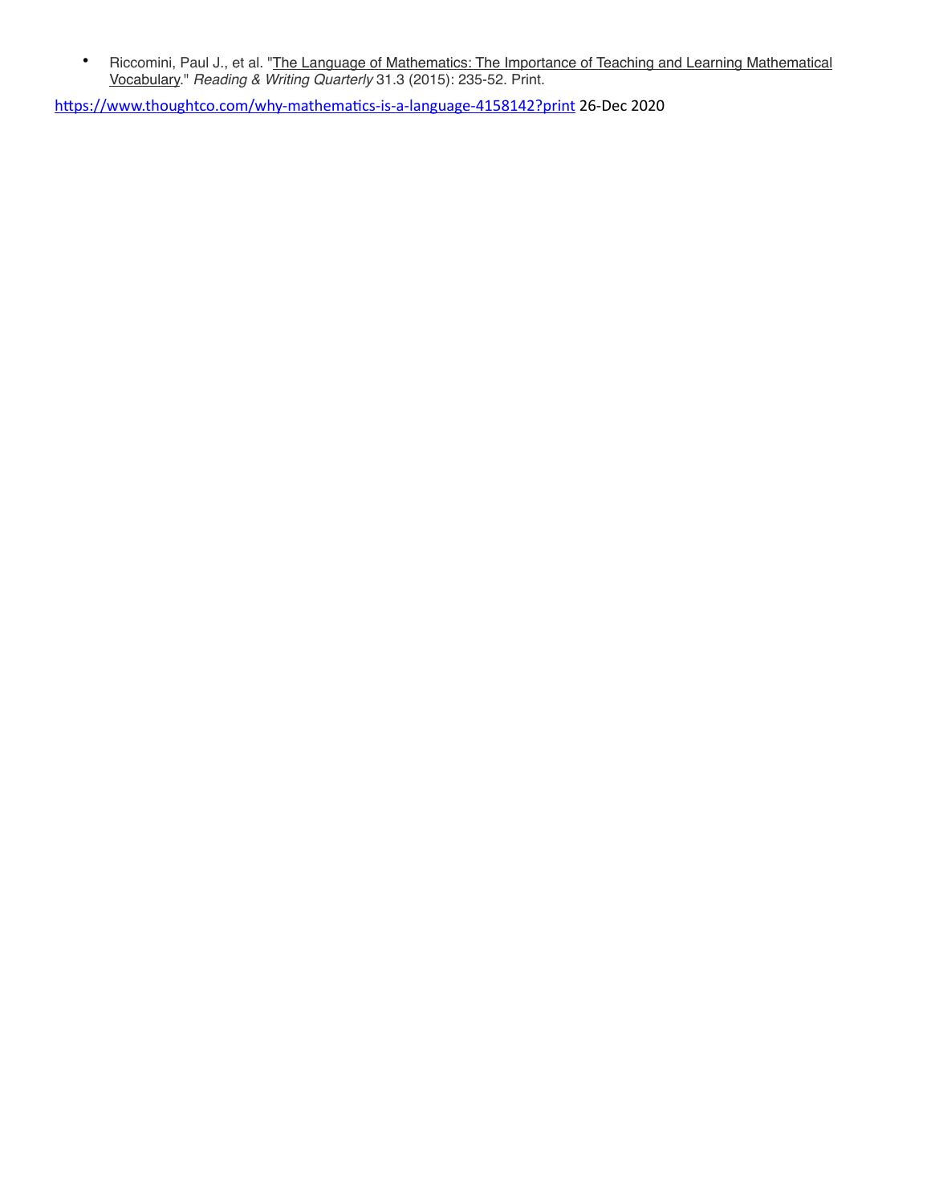- Riccomini, Paul J., et al. "The Language of Mathematics: The Importance of Teaching and Learning Mathematical Vocabulary." *Reading & Writing Quarterly* 31.3 (2015): 235-52. Print.

https://www.thoughtco.com/why-mathematics-is-a-language-4158142?print 26-Dec 2020